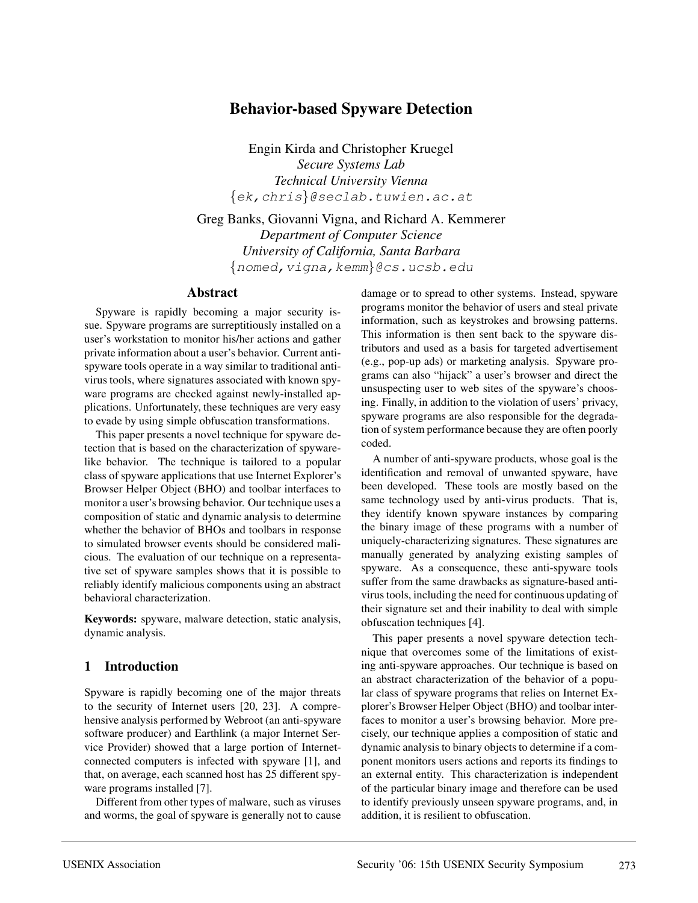# Behavior-based Spyware Detection

Engin Kirda and Christopher Kruegel
*Secure Systems Lab*
*Technical University Vienna*
{ek,chris}@seclab.tuwien.ac.at

Greg Banks, Giovanni Vigna, and Richard A. Kemmerer
*Department of Computer Science*
*University of California, Santa Barbara*
{nomed,vigna,kemm}@cs.ucsb.edu

## Abstract

Spyware is rapidly becoming a major security issue. Spyware programs are surreptitiously installed on a user's workstation to monitor his/her actions and gather private information about a user's behavior. Current anti-spyware tools operate in a way similar to traditional anti-virus tools, where signatures associated with known spyware programs are checked against newly-installed applications. Unfortunately, these techniques are very easy to evade by using simple obfuscation transformations.

This paper presents a novel technique for spyware detection that is based on the characterization of spyware-like behavior. The technique is tailored to a popular class of spyware applications that use Internet Explorer's Browser Helper Object (BHO) and toolbar interfaces to monitor a user's browsing behavior. Our technique uses a composition of static and dynamic analysis to determine whether the behavior of BHOs and toolbars in response to simulated browser events should be considered malicious. The evaluation of our technique on a representative set of spyware samples shows that it is possible to reliably identify malicious components using an abstract behavioral characterization.

**Keywords:** spyware, malware detection, static analysis, dynamic analysis.

## 1 Introduction

Spyware is rapidly becoming one of the major threats to the security of Internet users [20, 23]. A comprehensive analysis performed by Webroot (an anti-spyware software producer) and Earthlink (a major Internet Service Provider) showed that a large portion of Internet-connected computers is infected with spyware [1], and that, on average, each scanned host has 25 different spyware programs installed [7].

Different from other types of malware, such as viruses and worms, the goal of spyware is generally not to cause damage or to spread to other systems. Instead, spyware programs monitor the behavior of users and steal private information, such as keystrokes and browsing patterns. This information is then sent back to the spyware distributors and used as a basis for targeted advertisement (e.g., pop-up ads) or marketing analysis. Spyware programs can also "hijack" a user's browser and direct the unsuspecting user to web sites of the spyware's choosing. Finally, in addition to the violation of users' privacy, spyware programs are also responsible for the degradation of system performance because they are often poorly coded.

A number of anti-spyware products, whose goal is the identification and removal of unwanted spyware, have been developed. These tools are mostly based on the same technology used by anti-virus products. That is, they identify known spyware instances by comparing the binary image of these programs with a number of uniquely-characterizing signatures. These signatures are manually generated by analyzing existing samples of spyware. As a consequence, these anti-spyware tools suffer from the same drawbacks as signature-based anti-virus tools, including the need for continuous updating of their signature set and their inability to deal with simple obfuscation techniques [4].

This paper presents a novel spyware detection technique that overcomes some of the limitations of existing anti-spyware approaches. Our technique is based on an abstract characterization of the behavior of a popular class of spyware programs that relies on Internet Explorer's Browser Helper Object (BHO) and toolbar interfaces to monitor a user's browsing behavior. More precisely, our technique applies a composition of static and dynamic analysis to binary objects to determine if a component monitors users actions and reports its findings to an external entity. This characterization is independent of the particular binary image and therefore can be used to identify previously unseen spyware programs, and, in addition, it is resilient to obfuscation.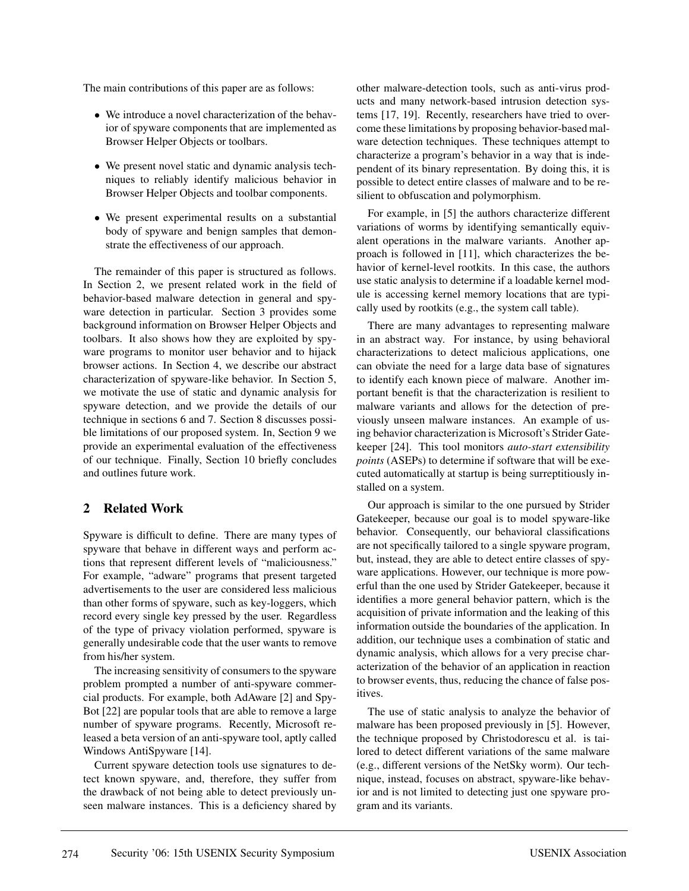The main contributions of this paper are as follows:

- We introduce a novel characterization of the behavior of spyware components that are implemented as Browser Helper Objects or toolbars.
- We present novel static and dynamic analysis techniques to reliably identify malicious behavior in Browser Helper Objects and toolbar components.
- We present experimental results on a substantial body of spyware and benign samples that demonstrate the effectiveness of our approach.

The remainder of this paper is structured as follows. In Section 2, we present related work in the field of behavior-based malware detection in general and spyware detection in particular. Section 3 provides some background information on Browser Helper Objects and toolbars. It also shows how they are exploited by spyware programs to monitor user behavior and to hijack browser actions. In Section 4, we describe our abstract characterization of spyware-like behavior. In Section 5, we motivate the use of static and dynamic analysis for spyware detection, and we provide the details of our technique in sections 6 and 7. Section 8 discusses possible limitations of our proposed system. In, Section 9 we provide an experimental evaluation of the effectiveness of our technique. Finally, Section 10 briefly concludes and outlines future work.

## 2 Related Work

Spyware is difficult to define. There are many types of spyware that behave in different ways and perform actions that represent different levels of "maliciousness." For example, "adware" programs that present targeted advertisements to the user are considered less malicious than other forms of spyware, such as key-loggers, which record every single key pressed by the user. Regardless of the type of privacy violation performed, spyware is generally undesirable code that the user wants to remove from his/her system.

The increasing sensitivity of consumers to the spyware problem prompted a number of anti-spyware commercial products. For example, both AdAware [2] and SpyBot [22] are popular tools that are able to remove a large number of spyware programs. Recently, Microsoft released a beta version of an anti-spyware tool, aptly called Windows AntiSpyware [14].

Current spyware detection tools use signatures to detect known spyware, and, therefore, they suffer from the drawback of not being able to detect previously unseen malware instances. This is a deficiency shared by other malware-detection tools, such as anti-virus products and many network-based intrusion detection systems [17, 19]. Recently, researchers have tried to overcome these limitations by proposing behavior-based malware detection techniques. These techniques attempt to characterize a program's behavior in a way that is independent of its binary representation. By doing this, it is possible to detect entire classes of malware and to be resilient to obfuscation and polymorphism.

For example, in [5] the authors characterize different variations of worms by identifying semantically equivalent operations in the malware variants. Another approach is followed in [11], which characterizes the behavior of kernel-level rootkits. In this case, the authors use static analysis to determine if a loadable kernel module is accessing kernel memory locations that are typically used by rootkits (e.g., the system call table).

There are many advantages to representing malware in an abstract way. For instance, by using behavioral characterizations to detect malicious applications, one can obviate the need for a large data base of signatures to identify each known piece of malware. Another important benefit is that the characterization is resilient to malware variants and allows for the detection of previously unseen malware instances. An example of using behavior characterization is Microsoft's Strider Gatekeeper [24]. This tool monitors *auto-start extensibility points* (ASEPs) to determine if software that will be executed automatically at startup is being surreptitiously installed on a system.

Our approach is similar to the one pursued by Strider Gatekeeper, because our goal is to model spyware-like behavior. Consequently, our behavioral classifications are not specifically tailored to a single spyware program, but, instead, they are able to detect entire classes of spyware applications. However, our technique is more powerful than the one used by Strider Gatekeeper, because it identifies a more general behavior pattern, which is the acquisition of private information and the leaking of this information outside the boundaries of the application. In addition, our technique uses a combination of static and dynamic analysis, which allows for a very precise characterization of the behavior of an application in reaction to browser events, thus, reducing the chance of false positives.

The use of static analysis to analyze the behavior of malware has been proposed previously in [5]. However, the technique proposed by Christodorescu et al. is tailored to detect different variations of the same malware (e.g., different versions of the NetSky worm). Our technique, instead, focuses on abstract, spyware-like behavior and is not limited to detecting just one spyware program and its variants.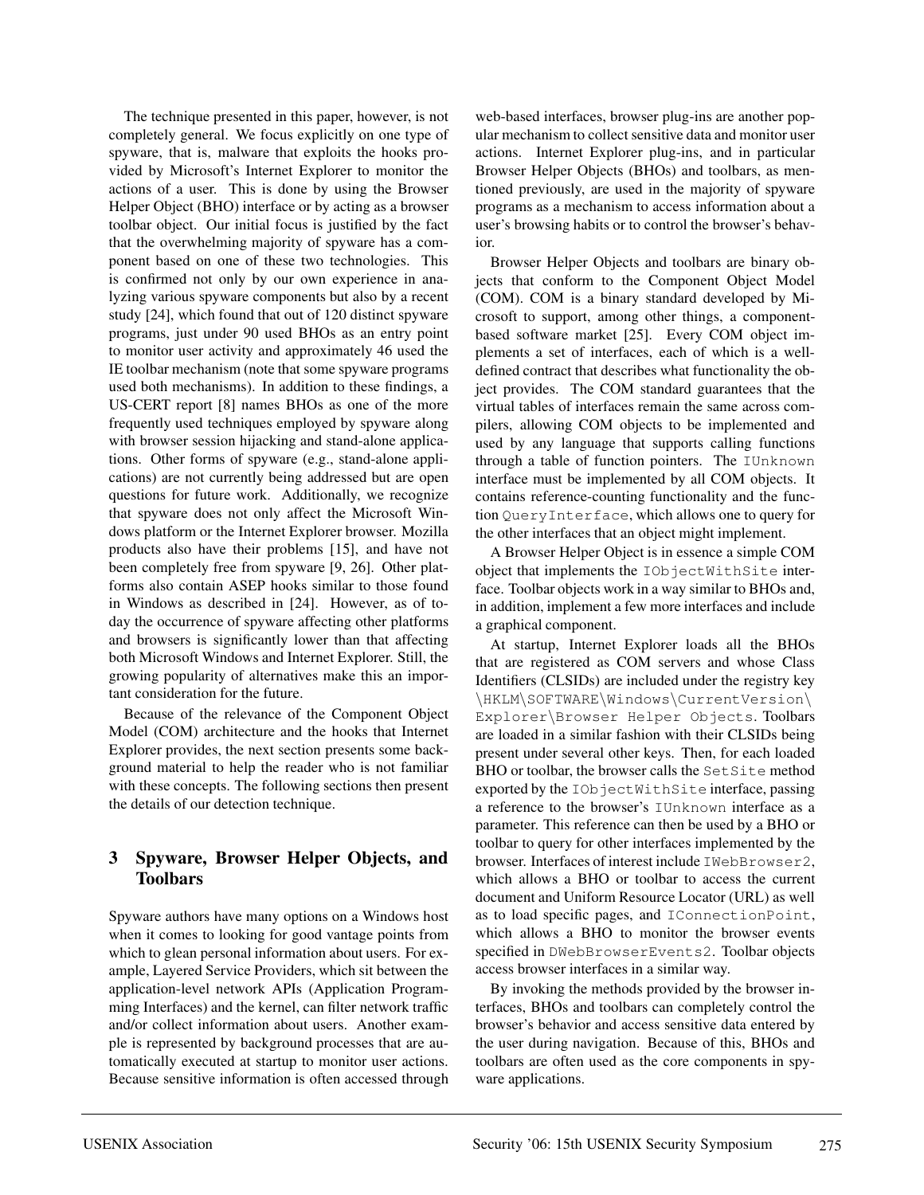The technique presented in this paper, however, is not completely general. We focus explicitly on one type of spyware, that is, malware that exploits the hooks provided by Microsoft's Internet Explorer to monitor the actions of a user. This is done by using the Browser Helper Object (BHO) interface or by acting as a browser toolbar object. Our initial focus is justified by the fact that the overwhelming majority of spyware has a component based on one of these two technologies. This is confirmed not only by our own experience in analyzing various spyware components but also by a recent study [24], which found that out of 120 distinct spyware programs, just under 90 used BHOs as an entry point to monitor user activity and approximately 46 used the IE toolbar mechanism (note that some spyware programs used both mechanisms). In addition to these findings, a US-CERT report [8] names BHOs as one of the more frequently used techniques employed by spyware along with browser session hijacking and stand-alone applications. Other forms of spyware (e.g., stand-alone applications) are not currently being addressed but are open questions for future work. Additionally, we recognize that spyware does not only affect the Microsoft Windows platform or the Internet Explorer browser. Mozilla products also have their problems [15], and have not been completely free from spyware [9, 26]. Other platforms also contain ASEP hooks similar to those found in Windows as described in [24]. However, as of today the occurrence of spyware affecting other platforms and browsers is significantly lower than that affecting both Microsoft Windows and Internet Explorer. Still, the growing popularity of alternatives make this an important consideration for the future.

Because of the relevance of the Component Object Model (COM) architecture and the hooks that Internet Explorer provides, the next section presents some background material to help the reader who is not familiar with these concepts. The following sections then present the details of our detection technique.

## 3 Spyware, Browser Helper Objects, and Toolbars

Spyware authors have many options on a Windows host when it comes to looking for good vantage points from which to glean personal information about users. For example, Layered Service Providers, which sit between the application-level network APIs (Application Programming Interfaces) and the kernel, can filter network traffic and/or collect information about users. Another example is represented by background processes that are automatically executed at startup to monitor user actions. Because sensitive information is often accessed through web-based interfaces, browser plug-ins are another popular mechanism to collect sensitive data and monitor user actions. Internet Explorer plug-ins, and in particular Browser Helper Objects (BHOs) and toolbars, as mentioned previously, are used in the majority of spyware programs as a mechanism to access information about a user's browsing habits or to control the browser's behavior.

Browser Helper Objects and toolbars are binary objects that conform to the Component Object Model (COM). COM is a binary standard developed by Microsoft to support, among other things, a component-based software market [25]. Every COM object implements a set of interfaces, each of which is a well-defined contract that describes what functionality the object provides. The COM standard guarantees that the virtual tables of interfaces remain the same across compilers, allowing COM objects to be implemented and used by any language that supports calling functions through a table of function pointers. The `IUnknown` interface must be implemented by all COM objects. It contains reference-counting functionality and the function `QueryInterface`, which allows one to query for the other interfaces that an object might implement.

A Browser Helper Object is in essence a simple COM object that implements the `IObjectWithSite` interface. Toolbar objects work in a way similar to BHOs and, in addition, implement a few more interfaces and include a graphical component.

At startup, Internet Explorer loads all the BHOs that are registered as COM servers and whose Class Identifiers (CLSIDs) are included under the registry key `\HKLM\SOFTWARE\Windows\CurrentVersion\Explorer\Browser Helper Objects`. Toolbars are loaded in a similar fashion with their CLSIDs being present under several other keys. Then, for each loaded BHO or toolbar, the browser calls the `SetSite` method exported by the `IObjectWithSite` interface, passing a reference to the browser's `IUnknown` interface as a parameter. This reference can then be used by a BHO or toolbar to query for other interfaces implemented by the browser. Interfaces of interest include `IWebBrowser2`, which allows a BHO or toolbar to access the current document and Uniform Resource Locator (URL) as well as to load specific pages, and `IConnectionPoint`, which allows a BHO to monitor the browser events specified in `DWebBrowserEvents2`. Toolbar objects access browser interfaces in a similar way.

By invoking the methods provided by the browser interfaces, BHOs and toolbars can completely control the browser's behavior and access sensitive data entered by the user during navigation. Because of this, BHOs and toolbars are often used as the core components in spyware applications.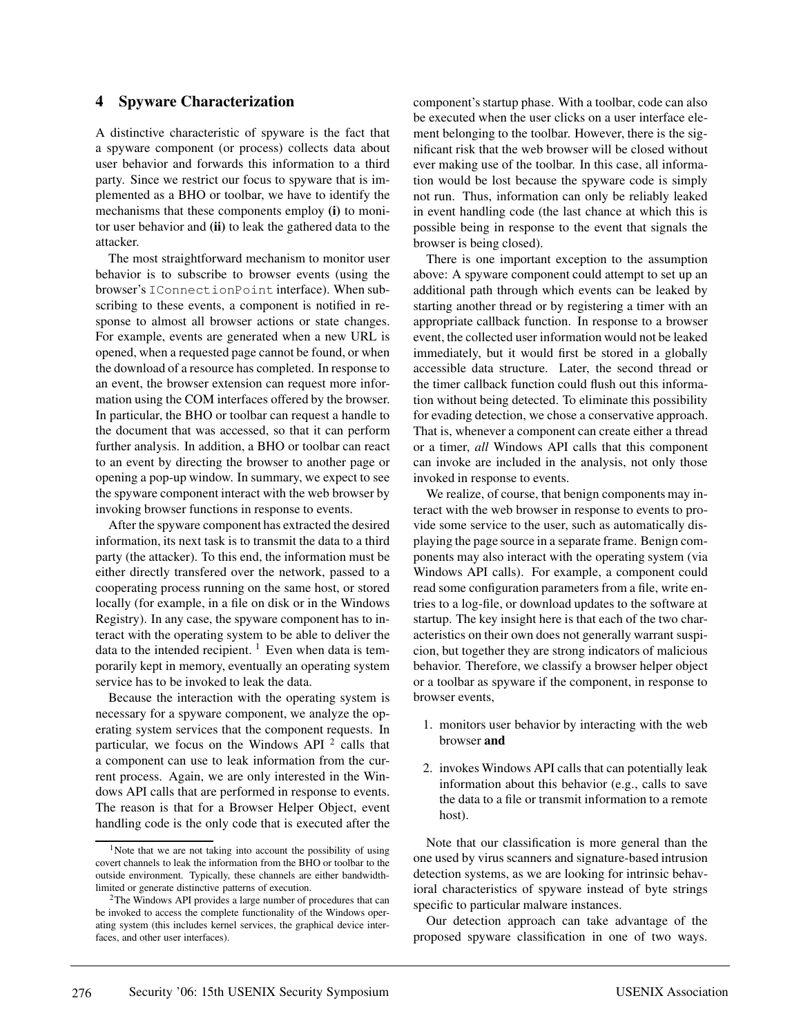## 4 Spyware Characterization

A distinctive characteristic of spyware is the fact that a spyware component (or process) collects data about user behavior and forwards this information to a third party. Since we restrict our focus to spyware that is implemented as a BHO or toolbar, we have to identify the mechanisms that these components employ **(i)** to monitor user behavior and **(ii)** to leak the gathered data to the attacker.

The most straightforward mechanism to monitor user behavior is to subscribe to browser events (using the browser's `IConnectionPoint` interface). When subscribing to these events, a component is notified in response to almost all browser actions or state changes. For example, events are generated when a new URL is opened, when a requested page cannot be found, or when the download of a resource has completed. In response to an event, the browser extension can request more information using the COM interfaces offered by the browser. In particular, the BHO or toolbar can request a handle to the document that was accessed, so that it can perform further analysis. In addition, a BHO or toolbar can react to an event by directing the browser to another page or opening a pop-up window. In summary, we expect to see the spyware component interact with the web browser by invoking browser functions in response to events.

After the spyware component has extracted the desired information, its next task is to transmit the data to a third party (the attacker). To this end, the information must be either directly transfered over the network, passed to a cooperating process running on the same host, or stored locally (for example, in a file on disk or in the Windows Registry). In any case, the spyware component has to interact with the operating system to be able to deliver the data to the intended recipient. [1] Even when data is temporarily kept in memory, eventually an operating system service has to be invoked to leak the data.

Because the interaction with the operating system is necessary for a spyware component, we analyze the operating system services that the component requests. In particular, we focus on the Windows API [2] calls that a component can use to leak information from the current process. Again, we are only interested in the Windows API calls that are performed in response to events. The reason is that for a Browser Helper Object, event handling code is the only code that is executed after the component's startup phase. With a toolbar, code can also be executed when the user clicks on a user interface element belonging to the toolbar. However, there is the significant risk that the web browser will be closed without ever making use of the toolbar. In this case, all information would be lost because the spyware code is simply not run. Thus, information can only be reliably leaked in event handling code (the last chance at which this is possible being in response to the event that signals the browser is being closed).

There is one important exception to the assumption above: A spyware component could attempt to set up an additional path through which events can be leaked by starting another thread or by registering a timer with an appropriate callback function. In response to a browser event, the collected user information would not be leaked immediately, but it would first be stored in a globally accessible data structure. Later, the second thread or the timer callback function could flush out this information without being detected. To eliminate this possibility for evading detection, we chose a conservative approach. That is, whenever a component can create either a thread or a timer, *all* Windows API calls that this component can invoke are included in the analysis, not only those invoked in response to events.

We realize, of course, that benign components may interact with the web browser in response to events to provide some service to the user, such as automatically displaying the page source in a separate frame. Benign components may also interact with the operating system (via Windows API calls). For example, a component could read some configuration parameters from a file, write entries to a log-file, or download updates to the software at startup. The key insight here is that each of the two characteristics on their own does not generally warrant suspicion, but together they are strong indicators of malicious behavior. Therefore, we classify a browser helper object or a toolbar as spyware if the component, in response to browser events,

1. monitors user behavior by interacting with the web browser **and**
2. invokes Windows API calls that can potentially leak information about this behavior (e.g., calls to save the data to a file or transmit information to a remote host).

Note that our classification is more general than the one used by virus scanners and signature-based intrusion detection systems, as we are looking for intrinsic behavioral characteristics of spyware instead of byte strings specific to particular malware instances.

Our detection approach can take advantage of the proposed spyware classification in one of two ways.

---

[1] Note that we are not taking into account the possibility of using covert channels to leak the information from the BHO or toolbar to the outside environment. Typically, these channels are either bandwidth-limited or generate distinctive patterns of execution.

[2] The Windows API provides a large number of procedures that can be invoked to access the complete functionality of the Windows operating system (this includes kernel services, the graphical device interfaces, and other user interfaces).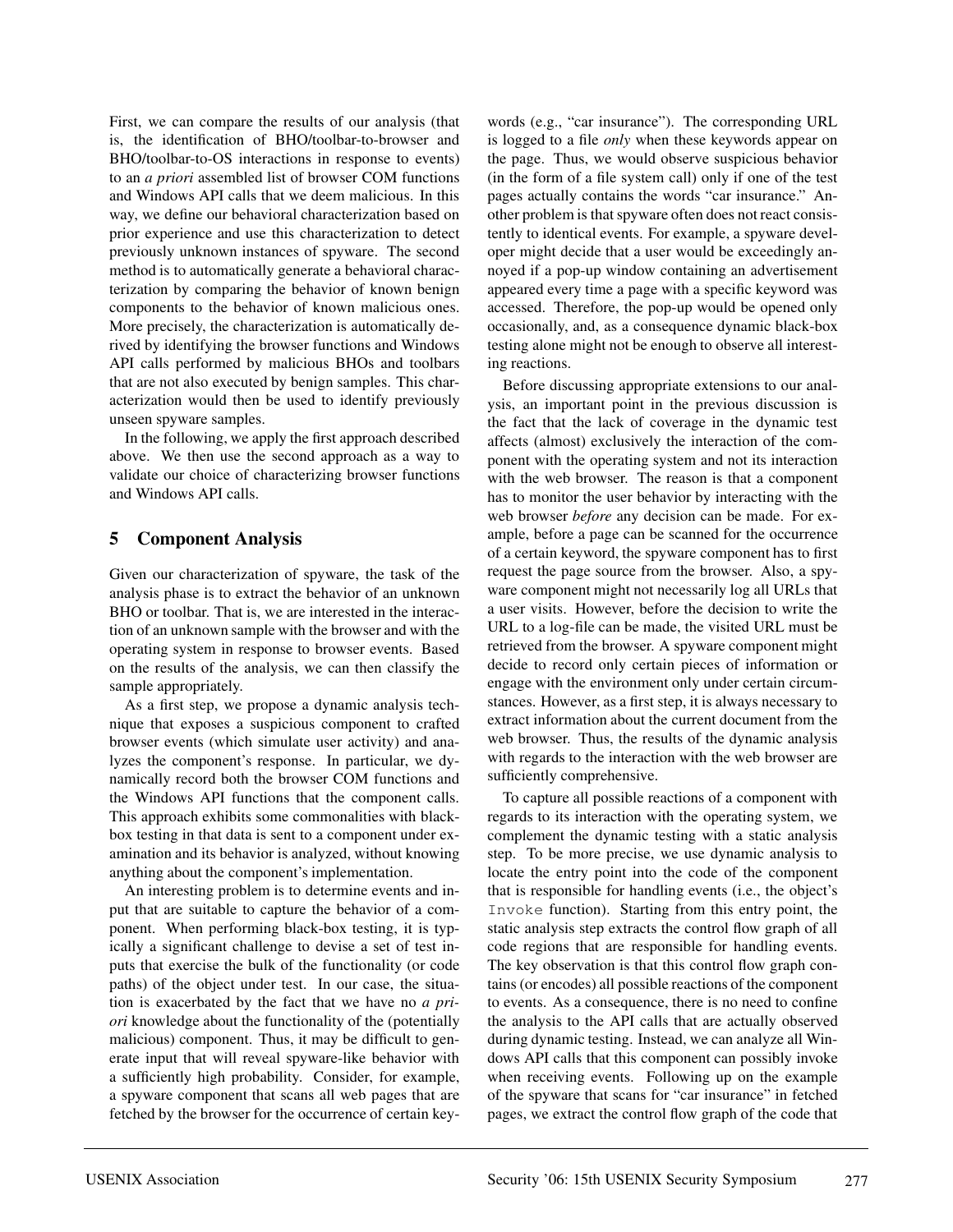First, we can compare the results of our analysis (that is, the identification of BHO/toolbar-to-browser and BHO/toolbar-to-OS interactions in response to events) to an *a priori* assembled list of browser COM functions and Windows API calls that we deem malicious. In this way, we define our behavioral characterization based on prior experience and use this characterization to detect previously unknown instances of spyware. The second method is to automatically generate a behavioral characterization by comparing the behavior of known benign components to the behavior of known malicious ones. More precisely, the characterization is automatically derived by identifying the browser functions and Windows API calls performed by malicious BHOs and toolbars that are not also executed by benign samples. This characterization would then be used to identify previously unseen spyware samples.

In the following, we apply the first approach described above. We then use the second approach as a way to validate our choice of characterizing browser functions and Windows API calls.

## 5 Component Analysis

Given our characterization of spyware, the task of the analysis phase is to extract the behavior of an unknown BHO or toolbar. That is, we are interested in the interaction of an unknown sample with the browser and with the operating system in response to browser events. Based on the results of the analysis, we can then classify the sample appropriately.

As a first step, we propose a dynamic analysis technique that exposes a suspicious component to crafted browser events (which simulate user activity) and analyzes the component's response. In particular, we dynamically record both the browser COM functions and the Windows API functions that the component calls. This approach exhibits some commonalities with black-box testing in that data is sent to a component under examination and its behavior is analyzed, without knowing anything about the component's implementation.

An interesting problem is to determine events and input that are suitable to capture the behavior of a component. When performing black-box testing, it is typically a significant challenge to devise a set of test inputs that exercise the bulk of the functionality (or code paths) of the object under test. In our case, the situation is exacerbated by the fact that we have no *a priori* knowledge about the functionality of the (potentially malicious) component. Thus, it may be difficult to generate input that will reveal spyware-like behavior with a sufficiently high probability. Consider, for example, a spyware component that scans all web pages that are fetched by the browser for the occurrence of certain keywords (e.g., "car insurance"). The corresponding URL is logged to a file *only* when these keywords appear on the page. Thus, we would observe suspicious behavior (in the form of a file system call) only if one of the test pages actually contains the words "car insurance." Another problem is that spyware often does not react consistently to identical events. For example, a spyware developer might decide that a user would be exceedingly annoyed if a pop-up window containing an advertisement appeared every time a page with a specific keyword was accessed. Therefore, the pop-up would be opened only occasionally, and, as a consequence dynamic black-box testing alone might not be enough to observe all interesting reactions.

Before discussing appropriate extensions to our analysis, an important point in the previous discussion is the fact that the lack of coverage in the dynamic test affects (almost) exclusively the interaction of the component with the operating system and not its interaction with the web browser. The reason is that a component has to monitor the user behavior by interacting with the web browser *before* any decision can be made. For example, before a page can be scanned for the occurrence of a certain keyword, the spyware component has to first request the page source from the browser. Also, a spyware component might not necessarily log all URLs that a user visits. However, before the decision to write the URL to a log-file can be made, the visited URL must be retrieved from the browser. A spyware component might decide to record only certain pieces of information or engage with the environment only under certain circumstances. However, as a first step, it is always necessary to extract information about the current document from the web browser. Thus, the results of the dynamic analysis with regards to the interaction with the web browser are sufficiently comprehensive.

To capture all possible reactions of a component with regards to its interaction with the operating system, we complement the dynamic testing with a static analysis step. To be more precise, we use dynamic analysis to locate the entry point into the code of the component that is responsible for handling events (i.e., the object's `Invoke` function). Starting from this entry point, the static analysis step extracts the control flow graph of all code regions that are responsible for handling events. The key observation is that this control flow graph contains (or encodes) all possible reactions of the component to events. As a consequence, there is no need to confine the analysis to the API calls that are actually observed during dynamic testing. Instead, we can analyze all Windows API calls that this component can possibly invoke when receiving events. Following up on the example of the spyware that scans for "car insurance" in fetched pages, we extract the control flow graph of the code that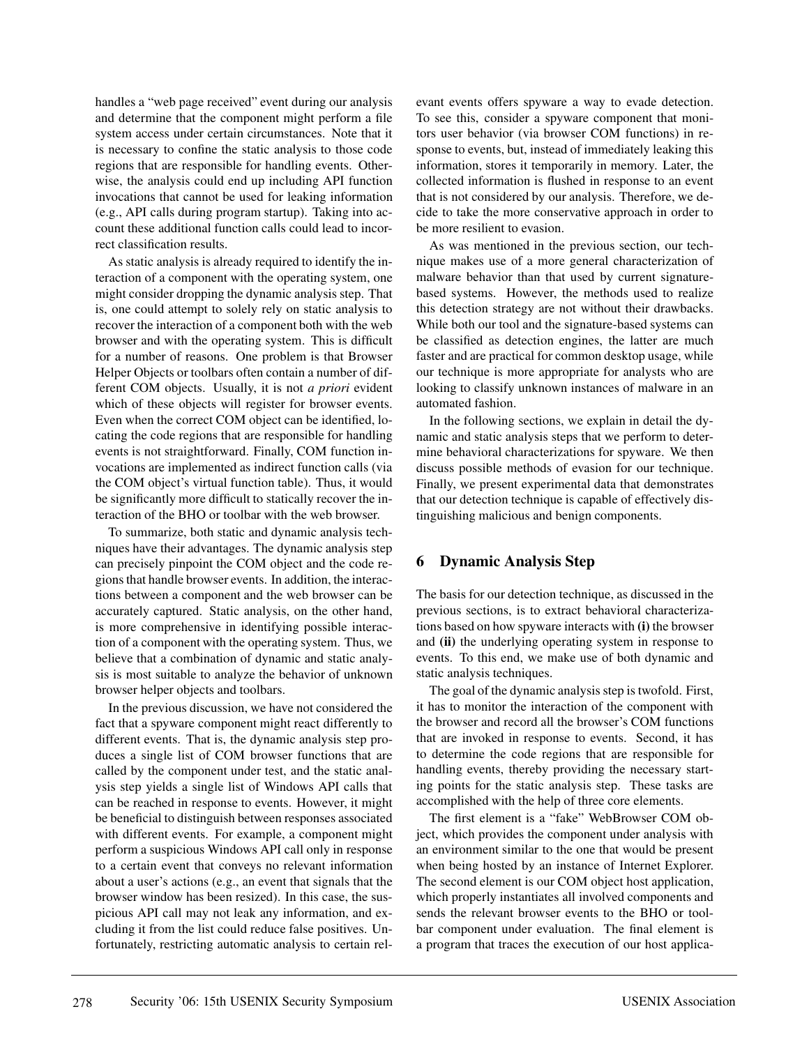handles a "web page received" event during our analysis and determine that the component might perform a file system access under certain circumstances. Note that it is necessary to confine the static analysis to those code regions that are responsible for handling events. Otherwise, the analysis could end up including API function invocations that cannot be used for leaking information (e.g., API calls during program startup). Taking into account these additional function calls could lead to incorrect classification results.

As static analysis is already required to identify the interaction of a component with the operating system, one might consider dropping the dynamic analysis step. That is, one could attempt to solely rely on static analysis to recover the interaction of a component both with the web browser and with the operating system. This is difficult for a number of reasons. One problem is that Browser Helper Objects or toolbars often contain a number of different COM objects. Usually, it is not *a priori* evident which of these objects will register for browser events. Even when the correct COM object can be identified, locating the code regions that are responsible for handling events is not straightforward. Finally, COM function invocations are implemented as indirect function calls (via the COM object's virtual function table). Thus, it would be significantly more difficult to statically recover the interaction of the BHO or toolbar with the web browser.

To summarize, both static and dynamic analysis techniques have their advantages. The dynamic analysis step can precisely pinpoint the COM object and the code regions that handle browser events. In addition, the interactions between a component and the web browser can be accurately captured. Static analysis, on the other hand, is more comprehensive in identifying possible interaction of a component with the operating system. Thus, we believe that a combination of dynamic and static analysis is most suitable to analyze the behavior of unknown browser helper objects and toolbars.

In the previous discussion, we have not considered the fact that a spyware component might react differently to different events. That is, the dynamic analysis step produces a single list of COM browser functions that are called by the component under test, and the static analysis step yields a single list of Windows API calls that can be reached in response to events. However, it might be beneficial to distinguish between responses associated with different events. For example, a component might perform a suspicious Windows API call only in response to a certain event that conveys no relevant information about a user's actions (e.g., an event that signals that the browser window has been resized). In this case, the suspicious API call may not leak any information, and excluding it from the list could reduce false positives. Unfortunately, restricting automatic analysis to certain relevant events offers spyware a way to evade detection. To see this, consider a spyware component that monitors user behavior (via browser COM functions) in response to events, but, instead of immediately leaking this information, stores it temporarily in memory. Later, the collected information is flushed in response to an event that is not considered by our analysis. Therefore, we decide to take the more conservative approach in order to be more resilient to evasion.

As was mentioned in the previous section, our technique makes use of a more general characterization of malware behavior than that used by current signature-based systems. However, the methods used to realize this detection strategy are not without their drawbacks. While both our tool and the signature-based systems can be classified as detection engines, the latter are much faster and are practical for common desktop usage, while our technique is more appropriate for analysts who are looking to classify unknown instances of malware in an automated fashion.

In the following sections, we explain in detail the dynamic and static analysis steps that we perform to determine behavioral characterizations for spyware. We then discuss possible methods of evasion for our technique. Finally, we present experimental data that demonstrates that our detection technique is capable of effectively distinguishing malicious and benign components.

## 6 Dynamic Analysis Step

The basis for our detection technique, as discussed in the previous sections, is to extract behavioral characterizations based on how spyware interacts with **(i)** the browser and **(ii)** the underlying operating system in response to events. To this end, we make use of both dynamic and static analysis techniques.

The goal of the dynamic analysis step is twofold. First, it has to monitor the interaction of the component with the browser and record all the browser's COM functions that are invoked in response to events. Second, it has to determine the code regions that are responsible for handling events, thereby providing the necessary starting points for the static analysis step. These tasks are accomplished with the help of three core elements.

The first element is a "fake" WebBrowser COM object, which provides the component under analysis with an environment similar to the one that would be present when being hosted by an instance of Internet Explorer. The second element is our COM object host application, which properly instantiates all involved components and sends the relevant browser events to the BHO or toolbar component under evaluation. The final element is a program that traces the execution of our host applica-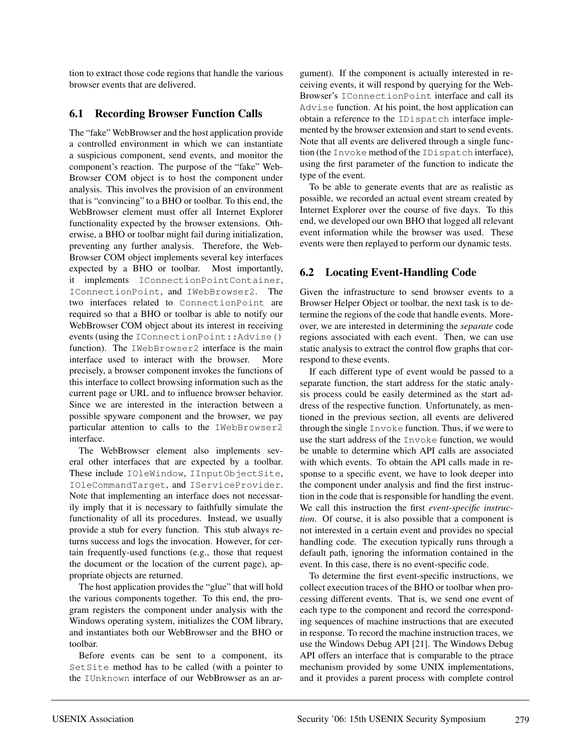tion to extract those code regions that handle the various browser events that are delivered.

## 6.1 Recording Browser Function Calls

The "fake" WebBrowser and the host application provide a controlled environment in which we can instantiate a suspicious component, send events, and monitor the component's reaction. The purpose of the "fake" WebBrowser COM object is to host the component under analysis. This involves the provision of an environment that is "convincing" to a BHO or toolbar. To this end, the WebBrowser element must offer all Internet Explorer functionality expected by the browser extensions. Otherwise, a BHO or toolbar might fail during initialization, preventing any further analysis. Therefore, the WebBrowser COM object implements several key interfaces expected by a BHO or toolbar. Most importantly, it implements `IConnectionPointContainer`, `IConnectionPoint`, and `IWebBrowser2`. The two interfaces related to `ConnectionPoint` are required so that a BHO or toolbar is able to notify our WebBrowser COM object about its interest in receiving events (using the `IConnectionPoint::Advise()` function). The `IWebBrowser2` interface is the main interface used to interact with the browser. More precisely, a browser component invokes the functions of this interface to collect browsing information such as the current page or URL and to influence browser behavior. Since we are interested in the interaction between a possible spyware component and the browser, we pay particular attention to calls to the `IWebBrowser2` interface.

The WebBrowser element also implements several other interfaces that are expected by a toolbar. These include `IOleWindow`, `IInputObjectSite`, `IOleCommandTarget`, and `IServiceProvider`. Note that implementing an interface does not necessarily imply that it is necessary to faithfully simulate the functionality of all its procedures. Instead, we usually provide a stub for every function. This stub always returns success and logs the invocation. However, for certain frequently-used functions (e.g., those that request the document or the location of the current page), appropriate objects are returned.

The host application provides the "glue" that will hold the various components together. To this end, the program registers the component under analysis with the Windows operating system, initializes the COM library, and instantiates both our WebBrowser and the BHO or toolbar.

Before events can be sent to a component, its `SetSite` method has to be called (with a pointer to the `IUnknown` interface of our WebBrowser as an argument). If the component is actually interested in receiving events, it will respond by querying for the WebBrowser's `IConnectionPoint` interface and call its `Advise` function. At his point, the host application can obtain a reference to the `IDispatch` interface implemented by the browser extension and start to send events. Note that all events are delivered through a single function (the `Invoke` method of the `IDispatch` interface), using the first parameter of the function to indicate the type of the event.

To be able to generate events that are as realistic as possible, we recorded an actual event stream created by Internet Explorer over the course of five days. To this end, we developed our own BHO that logged all relevant event information while the browser was used. These events were then replayed to perform our dynamic tests.

## 6.2 Locating Event-Handling Code

Given the infrastructure to send browser events to a Browser Helper Object or toolbar, the next task is to determine the regions of the code that handle events. Moreover, we are interested in determining the *separate* code regions associated with each event. Then, we can use static analysis to extract the control flow graphs that correspond to these events.

If each different type of event would be passed to a separate function, the start address for the static analysis process could be easily determined as the start address of the respective function. Unfortunately, as mentioned in the previous section, all events are delivered through the single `Invoke` function. Thus, if we were to use the start address of the `Invoke` function, we would be unable to determine which API calls are associated with which events. To obtain the API calls made in response to a specific event, we have to look deeper into the component under analysis and find the first instruction in the code that is responsible for handling the event. We call this instruction the first *event-specific instruction*. Of course, it is also possible that a component is not interested in a certain event and provides no special handling code. The execution typically runs through a default path, ignoring the information contained in the event. In this case, there is no event-specific code.

To determine the first event-specific instructions, we collect execution traces of the BHO or toolbar when processing different events. That is, we send one event of each type to the component and record the corresponding sequences of machine instructions that are executed in response. To record the machine instruction traces, we use the Windows Debug API [21]. The Windows Debug API offers an interface that is comparable to the ptrace mechanism provided by some UNIX implementations, and it provides a parent process with complete control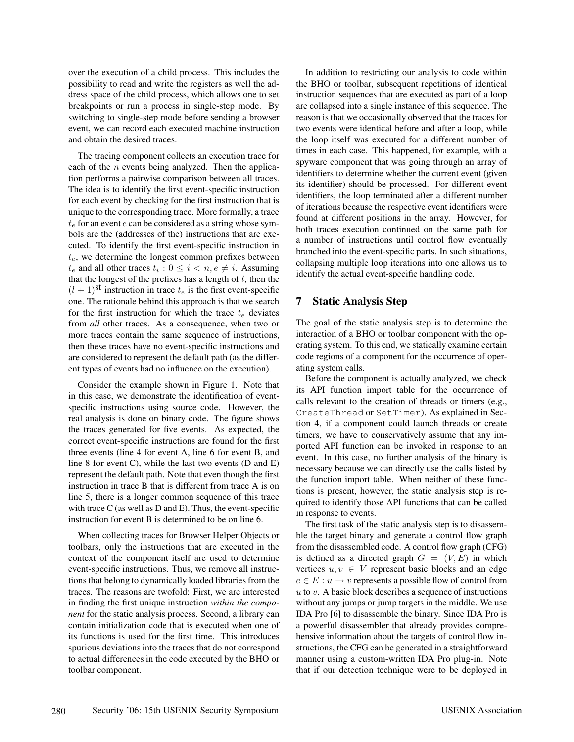over the execution of a child process. This includes the possibility to read and write the registers as well the address space of the child process, which allows one to set breakpoints or run a process in single-step mode. By switching to single-step mode before sending a browser event, we can record each executed machine instruction and obtain the desired traces.

The tracing component collects an execution trace for each of the $n$ events being analyzed. Then the application performs a pairwise comparison between all traces. The idea is to identify the first event-specific instruction for each event by checking for the first instruction that is unique to the corresponding trace. More formally, a trace $t_e$ for an event $e$ can be considered as a string whose symbols are the (addresses of the) instructions that are executed. To identify the first event-specific instruction in $t_e$, we determine the longest common prefixes between $t_e$ and all other traces $t_i : 0 \leq i < n, e \neq i$. Assuming that the longest of the prefixes has a length of $l$, then the $(l+1)^{\text{st}}$ instruction in trace $t_e$ is the first event-specific one. The rationale behind this approach is that we search for the first instruction for which the trace $t_e$ deviates from *all* other traces. As a consequence, when two or more traces contain the same sequence of instructions, then these traces have no event-specific instructions and are considered to represent the default path (as the different types of events had no influence on the execution).

Consider the example shown in Figure 1. Note that in this case, we demonstrate the identification of event-specific instructions using source code. However, the real analysis is done on binary code. The figure shows the traces generated for five events. As expected, the correct event-specific instructions are found for the first three events (line 4 for event A, line 6 for event B, and line 8 for event C), while the last two events (D and E) represent the default path. Note that even though the first instruction in trace B that is different from trace A is on line 5, there is a longer common sequence of this trace with trace C (as well as D and E). Thus, the event-specific instruction for event B is determined to be on line 6.

When collecting traces for Browser Helper Objects or toolbars, only the instructions that are executed in the context of the component itself are used to determine event-specific instructions. Thus, we remove all instructions that belong to dynamically loaded libraries from the traces. The reasons are twofold: First, we are interested in finding the first unique instruction *within the component* for the static analysis process. Second, a library can contain initialization code that is executed when one of its functions is used for the first time. This introduces spurious deviations into the traces that do not correspond to actual differences in the code executed by the BHO or toolbar component.

In addition to restricting our analysis to code within the BHO or toolbar, subsequent repetitions of identical instruction sequences that are executed as part of a loop are collapsed into a single instance of this sequence. The reason is that we occasionally observed that the traces for two events were identical before and after a loop, while the loop itself was executed for a different number of times in each case. This happened, for example, with a spyware component that was going through an array of identifiers to determine whether the current event (given its identifier) should be processed. For different event identifiers, the loop terminated after a different number of iterations because the respective event identifiers were found at different positions in the array. However, for both traces execution continued on the same path for a number of instructions until control flow eventually branched into the event-specific parts. In such situations, collapsing multiple loop iterations into one allows us to identify the actual event-specific handling code.

## 7 Static Analysis Step

The goal of the static analysis step is to determine the interaction of a BHO or toolbar component with the operating system. To this end, we statically examine certain code regions of a component for the occurrence of operating system calls.

Before the component is actually analyzed, we check its API function import table for the occurrence of calls relevant to the creation of threads or timers (e.g., `CreateThread` or `SetTimer`). As explained in Section 4, if a component could launch threads or create timers, we have to conservatively assume that any imported API function can be invoked in response to an event. In this case, no further analysis of the binary is necessary because we can directly use the calls listed by the function import table. When neither of these functions is present, however, the static analysis step is required to identify those API functions that can be called in response to events.

The first task of the static analysis step is to disassemble the target binary and generate a control flow graph from the disassembled code. A control flow graph (CFG) is defined as a directed graph $G = (V, E)$ in which vertices $u, v \in V$ represent basic blocks and an edge $e \in E : u \rightarrow v$ represents a possible flow of control from $u$ to $v$. A basic block describes a sequence of instructions without any jumps or jump targets in the middle. We use IDA Pro [6] to disassemble the binary. Since IDA Pro is a powerful disassembler that already provides comprehensive information about the targets of control flow instructions, the CFG can be generated in a straightforward manner using a custom-written IDA Pro plug-in. Note that if our detection technique were to be deployed in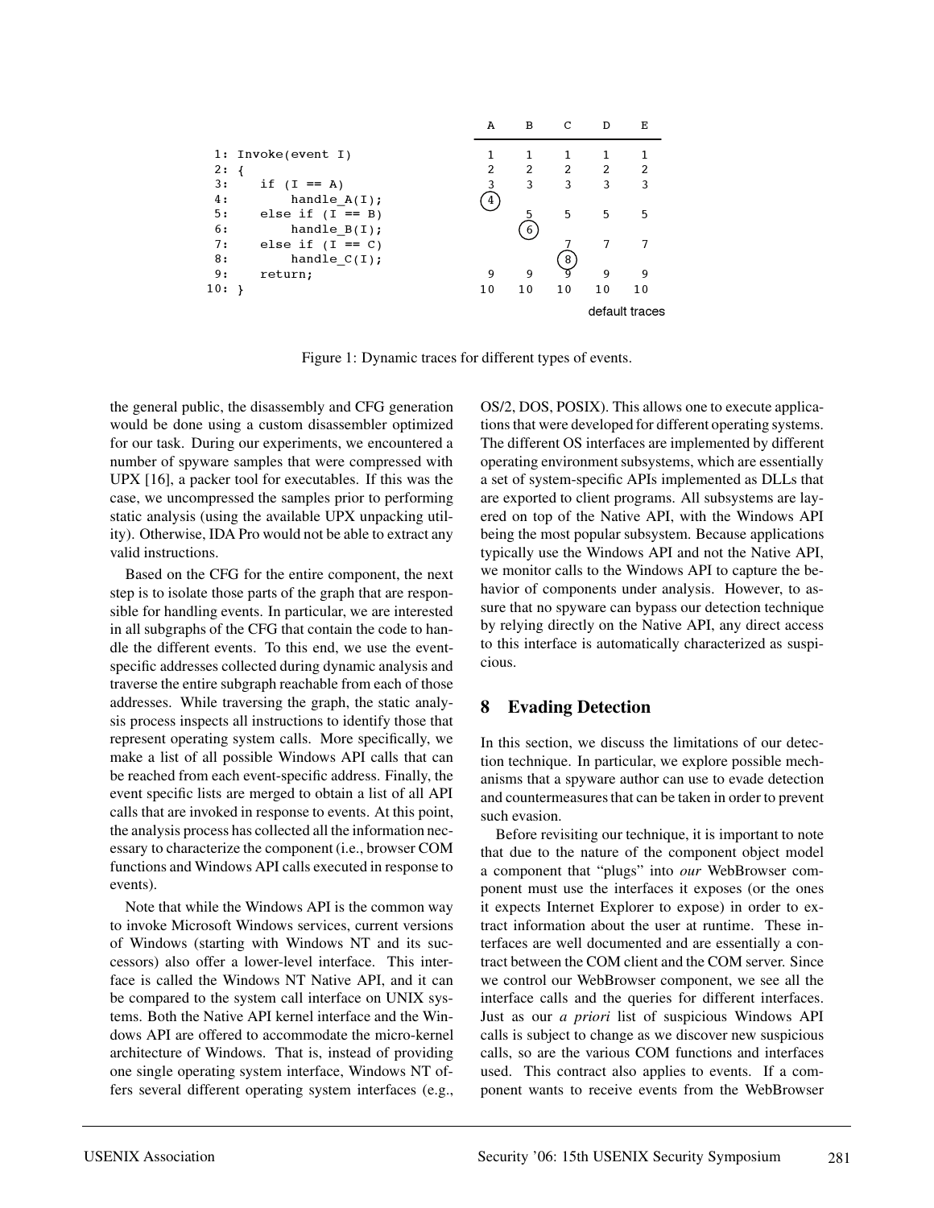```
 1: Invoke(event I)
 2: {
 3:    if (I == A)
 4:        handle_A(I);
 5:    else if (I == B)
 6:        handle_B(I);
 7:    else if (I == C)
 8:        handle_C(I);
 9:    return;
10: }
```

| A | B | C | D | E |
|---|---|---|---|---|
| 1 | 1 | 1 | 1 | 1 |
| 2 | 2 | 2 | 2 | 2 |
| 3 | 3 | 3 | 3 | 3 |
| (4) | | | | |
| | 5 | 5 | 5 | 5 |
| | (6) | | | |
| | | 7 | 7 | 7 |
| | | (8) | | |
| 9 | 9 | 9 | 9 | 9 |
| 10 | 10 | 10 | 10 | 10 |
| | | | default traces | |

Figure 1: Dynamic traces for different types of events.

the general public, the disassembly and CFG generation would be done using a custom disassembler optimized for our task. During our experiments, we encountered a number of spyware samples that were compressed with UPX [16], a packer tool for executables. If this was the case, we uncompressed the samples prior to performing static analysis (using the available UPX unpacking utility). Otherwise, IDA Pro would not be able to extract any valid instructions.

Based on the CFG for the entire component, the next step is to isolate those parts of the graph that are responsible for handling events. In particular, we are interested in all subgraphs of the CFG that contain the code to handle the different events. To this end, we use the event-specific addresses collected during dynamic analysis and traverse the entire subgraph reachable from each of those addresses. While traversing the graph, the static analysis process inspects all instructions to identify those that represent operating system calls. More specifically, we make a list of all possible Windows API calls that can be reached from each event-specific address. Finally, the event specific lists are merged to obtain a list of all API calls that are invoked in response to events. At this point, the analysis process has collected all the information necessary to characterize the component (i.e., browser COM functions and Windows API calls executed in response to events).

Note that while the Windows API is the common way to invoke Microsoft Windows services, current versions of Windows (starting with Windows NT and its successors) also offer a lower-level interface. This interface is called the Windows NT Native API, and it can be compared to the system call interface on UNIX systems. Both the Native API kernel interface and the Windows API are offered to accommodate the micro-kernel architecture of Windows. That is, instead of providing one single operating system interface, Windows NT offers several different operating system interfaces (e.g., OS/2, DOS, POSIX). This allows one to execute applications that were developed for different operating systems. The different OS interfaces are implemented by different operating environment subsystems, which are essentially a set of system-specific APIs implemented as DLLs that are exported to client programs. All subsystems are layered on top of the Native API, with the Windows API being the most popular subsystem. Because applications typically use the Windows API and not the Native API, we monitor calls to the Windows API to capture the behavior of components under analysis. However, to assure that no spyware can bypass our detection technique by relying directly on the Native API, any direct access to this interface is automatically characterized as suspicious.

## 8 Evading Detection

In this section, we discuss the limitations of our detection technique. In particular, we explore possible mechanisms that a spyware author can use to evade detection and countermeasures that can be taken in order to prevent such evasion.

Before revisiting our technique, it is important to note that due to the nature of the component object model a component that "plugs" into *our* WebBrowser component must use the interfaces it exposes (or the ones it expects Internet Explorer to expose) in order to extract information about the user at runtime. These interfaces are well documented and are essentially a contract between the COM client and the COM server. Since we control our WebBrowser component, we see all the interface calls and the queries for different interfaces. Just as our *a priori* list of suspicious Windows API calls is subject to change as we discover new suspicious calls, so are the various COM functions and interfaces used. This contract also applies to events. If a component wants to receive events from the WebBrowser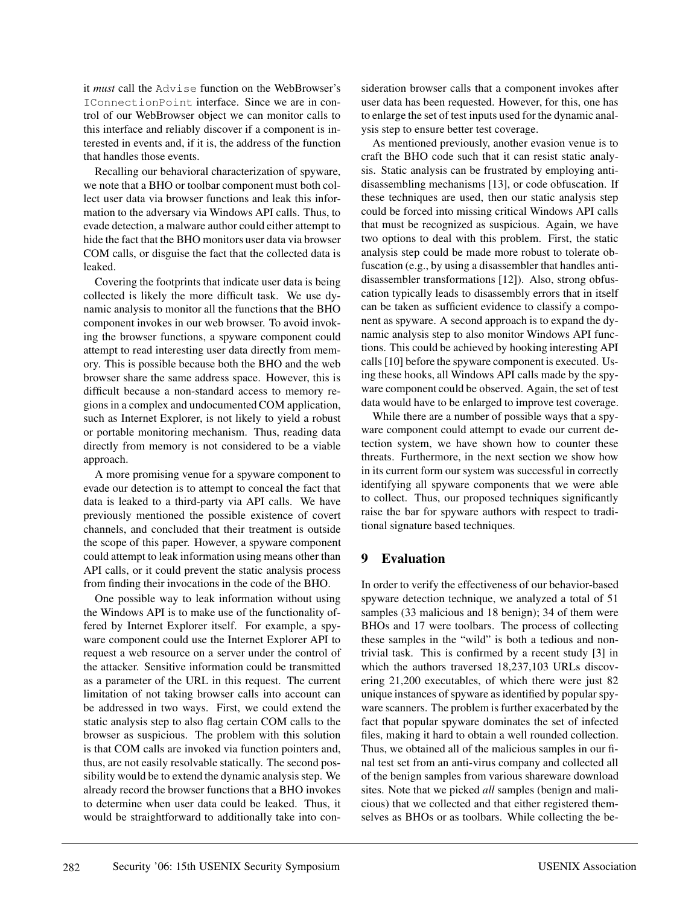it *must* call the `Advise` function on the WebBrowser's `IConnectionPoint` interface. Since we are in control of our WebBrowser object we can monitor calls to this interface and reliably discover if a component is interested in events and, if it is, the address of the function that handles those events.

Recalling our behavioral characterization of spyware, we note that a BHO or toolbar component must both collect user data via browser functions and leak this information to the adversary via Windows API calls. Thus, to evade detection, a malware author could either attempt to hide the fact that the BHO monitors user data via browser COM calls, or disguise the fact that the collected data is leaked.

Covering the footprints that indicate user data is being collected is likely the more difficult task. We use dynamic analysis to monitor all the functions that the BHO component invokes in our web browser. To avoid invoking the browser functions, a spyware component could attempt to read interesting user data directly from memory. This is possible because both the BHO and the web browser share the same address space. However, this is difficult because a non-standard access to memory regions in a complex and undocumented COM application, such as Internet Explorer, is not likely to yield a robust or portable monitoring mechanism. Thus, reading data directly from memory is not considered to be a viable approach.

A more promising venue for a spyware component to evade our detection is to attempt to conceal the fact that data is leaked to a third-party via API calls. We have previously mentioned the possible existence of covert channels, and concluded that their treatment is outside the scope of this paper. However, a spyware component could attempt to leak information using means other than API calls, or it could prevent the static analysis process from finding their invocations in the code of the BHO.

One possible way to leak information without using the Windows API is to make use of the functionality offered by Internet Explorer itself. For example, a spyware component could use the Internet Explorer API to request a web resource on a server under the control of the attacker. Sensitive information could be transmitted as a parameter of the URL in this request. The current limitation of not taking browser calls into account can be addressed in two ways. First, we could extend the static analysis step to also flag certain COM calls to the browser as suspicious. The problem with this solution is that COM calls are invoked via function pointers and, thus, are not easily resolvable statically. The second possibility would be to extend the dynamic analysis step. We already record the browser functions that a BHO invokes to determine when user data could be leaked. Thus, it would be straightforward to additionally take into consideration browser calls that a component invokes after user data has been requested. However, for this, one has to enlarge the set of test inputs used for the dynamic analysis step to ensure better test coverage.

As mentioned previously, another evasion venue is to craft the BHO code such that it can resist static analysis. Static analysis can be frustrated by employing anti-disassembling mechanisms [13], or code obfuscation. If these techniques are used, then our static analysis step could be forced into missing critical Windows API calls that must be recognized as suspicious. Again, we have two options to deal with this problem. First, the static analysis step could be made more robust to tolerate obfuscation (e.g., by using a disassembler that handles anti-disassembler transformations [12]). Also, strong obfuscation typically leads to disassembly errors that in itself can be taken as sufficient evidence to classify a component as spyware. A second approach is to expand the dynamic analysis step to also monitor Windows API functions. This could be achieved by hooking interesting API calls [10] before the spyware component is executed. Using these hooks, all Windows API calls made by the spyware component could be observed. Again, the set of test data would have to be enlarged to improve test coverage.

While there are a number of possible ways that a spyware component could attempt to evade our current detection system, we have shown how to counter these threats. Furthermore, in the next section we show how in its current form our system was successful in correctly identifying all spyware components that we were able to collect. Thus, our proposed techniques significantly raise the bar for spyware authors with respect to traditional signature based techniques.

## 9 Evaluation

In order to verify the effectiveness of our behavior-based spyware detection technique, we analyzed a total of 51 samples (33 malicious and 18 benign); 34 of them were BHOs and 17 were toolbars. The process of collecting these samples in the "wild" is both a tedious and non-trivial task. This is confirmed by a recent study [3] in which the authors traversed 18,237,103 URLs discovering 21,200 executables, of which there were just 82 unique instances of spyware as identified by popular spyware scanners. The problem is further exacerbated by the fact that popular spyware dominates the set of infected files, making it hard to obtain a well rounded collection. Thus, we obtained all of the malicious samples in our final test set from an anti-virus company and collected all of the benign samples from various shareware download sites. Note that we picked *all* samples (benign and malicious) that we collected and that either registered themselves as BHOs or as toolbars. While collecting the be-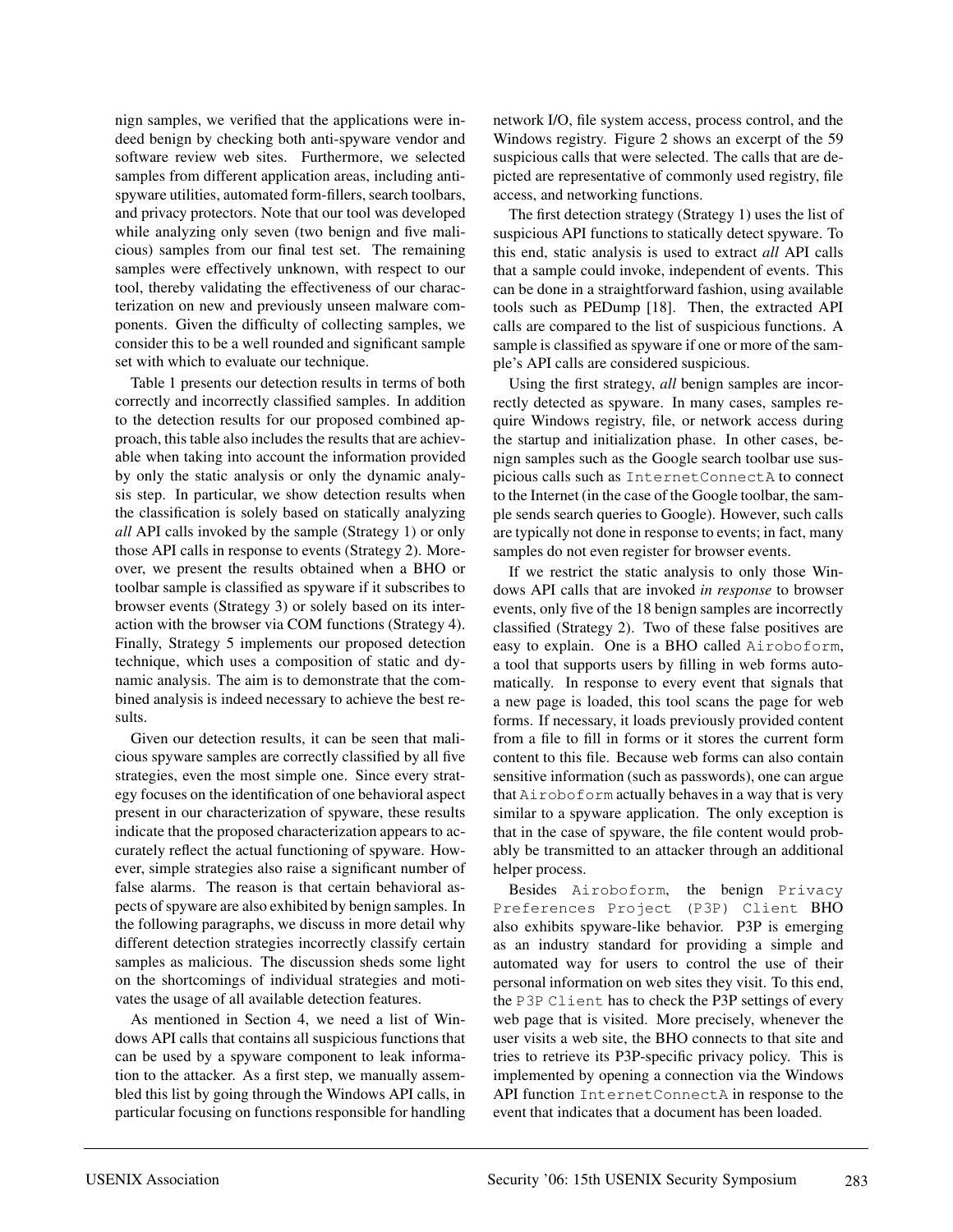nign samples, we verified that the applications were indeed benign by checking both anti-spyware vendor and software review web sites. Furthermore, we selected samples from different application areas, including anti-spyware utilities, automated form-fillers, search toolbars, and privacy protectors. Note that our tool was developed while analyzing only seven (two benign and five malicious) samples from our final test set. The remaining samples were effectively unknown, with respect to our tool, thereby validating the effectiveness of our characterization on new and previously unseen malware components. Given the difficulty of collecting samples, we consider this to be a well rounded and significant sample set with which to evaluate our technique.

Table 1 presents our detection results in terms of both correctly and incorrectly classified samples. In addition to the detection results for our proposed combined approach, this table also includes the results that are achievable when taking into account the information provided by only the static analysis or only the dynamic analysis step. In particular, we show detection results when the classification is solely based on statically analyzing *all* API calls invoked by the sample (Strategy 1) or only those API calls in response to events (Strategy 2). Moreover, we present the results obtained when a BHO or toolbar sample is classified as spyware if it subscribes to browser events (Strategy 3) or solely based on its interaction with the browser via COM functions (Strategy 4). Finally, Strategy 5 implements our proposed detection technique, which uses a composition of static and dynamic analysis. The aim is to demonstrate that the combined analysis is indeed necessary to achieve the best results.

Given our detection results, it can be seen that malicious spyware samples are correctly classified by all five strategies, even the most simple one. Since every strategy focuses on the identification of one behavioral aspect present in our characterization of spyware, these results indicate that the proposed characterization appears to accurately reflect the actual functioning of spyware. However, simple strategies also raise a significant number of false alarms. The reason is that certain behavioral aspects of spyware are also exhibited by benign samples. In the following paragraphs, we discuss in more detail why different detection strategies incorrectly classify certain samples as malicious. The discussion sheds some light on the shortcomings of individual strategies and motivates the usage of all available detection features.

As mentioned in Section 4, we need a list of Windows API calls that contains all suspicious functions that can be used by a spyware component to leak information to the attacker. As a first step, we manually assembled this list by going through the Windows API calls, in particular focusing on functions responsible for handling network I/O, file system access, process control, and the Windows registry. Figure 2 shows an excerpt of the 59 suspicious calls that were selected. The calls that are depicted are representative of commonly used registry, file access, and networking functions.

The first detection strategy (Strategy 1) uses the list of suspicious API functions to statically detect spyware. To this end, static analysis is used to extract *all* API calls that a sample could invoke, independent of events. This can be done in a straightforward fashion, using available tools such as PEDump [18]. Then, the extracted API calls are compared to the list of suspicious functions. A sample is classified as spyware if one or more of the sample's API calls are considered suspicious.

Using the first strategy, *all* benign samples are incorrectly detected as spyware. In many cases, samples require Windows registry, file, or network access during the startup and initialization phase. In other cases, benign samples such as the Google search toolbar use suspicious calls such as `InternetConnectA` to connect to the Internet (in the case of the Google toolbar, the sample sends search queries to Google). However, such calls are typically not done in response to events; in fact, many samples do not even register for browser events.

If we restrict the static analysis to only those Windows API calls that are invoked *in response* to browser events, only five of the 18 benign samples are incorrectly classified (Strategy 2). Two of these false positives are easy to explain. One is a BHO called `Airoboform`, a tool that supports users by filling in web forms automatically. In response to every event that signals that a new page is loaded, this tool scans the page for web forms. If necessary, it loads previously provided content from a file to fill in forms or it stores the current form content to this file. Because web forms can also contain sensitive information (such as passwords), one can argue that `Airoboform` actually behaves in a way that is very similar to a spyware application. The only exception is that in the case of spyware, the file content would probably be transmitted to an attacker through an additional helper process.

Besides `Airoboform`, the benign `Privacy Preferences Project (P3P) Client` BHO also exhibits spyware-like behavior. P3P is emerging as an industry standard for providing a simple and automated way for users to control the use of their personal information on web sites they visit. To this end, the `P3P Client` has to check the P3P settings of every web page that is visited. More precisely, whenever the user visits a web site, the BHO connects to that site and tries to retrieve its P3P-specific privacy policy. This is implemented by opening a connection via the Windows API function `InternetConnectA` in response to the event that indicates that a document has been loaded.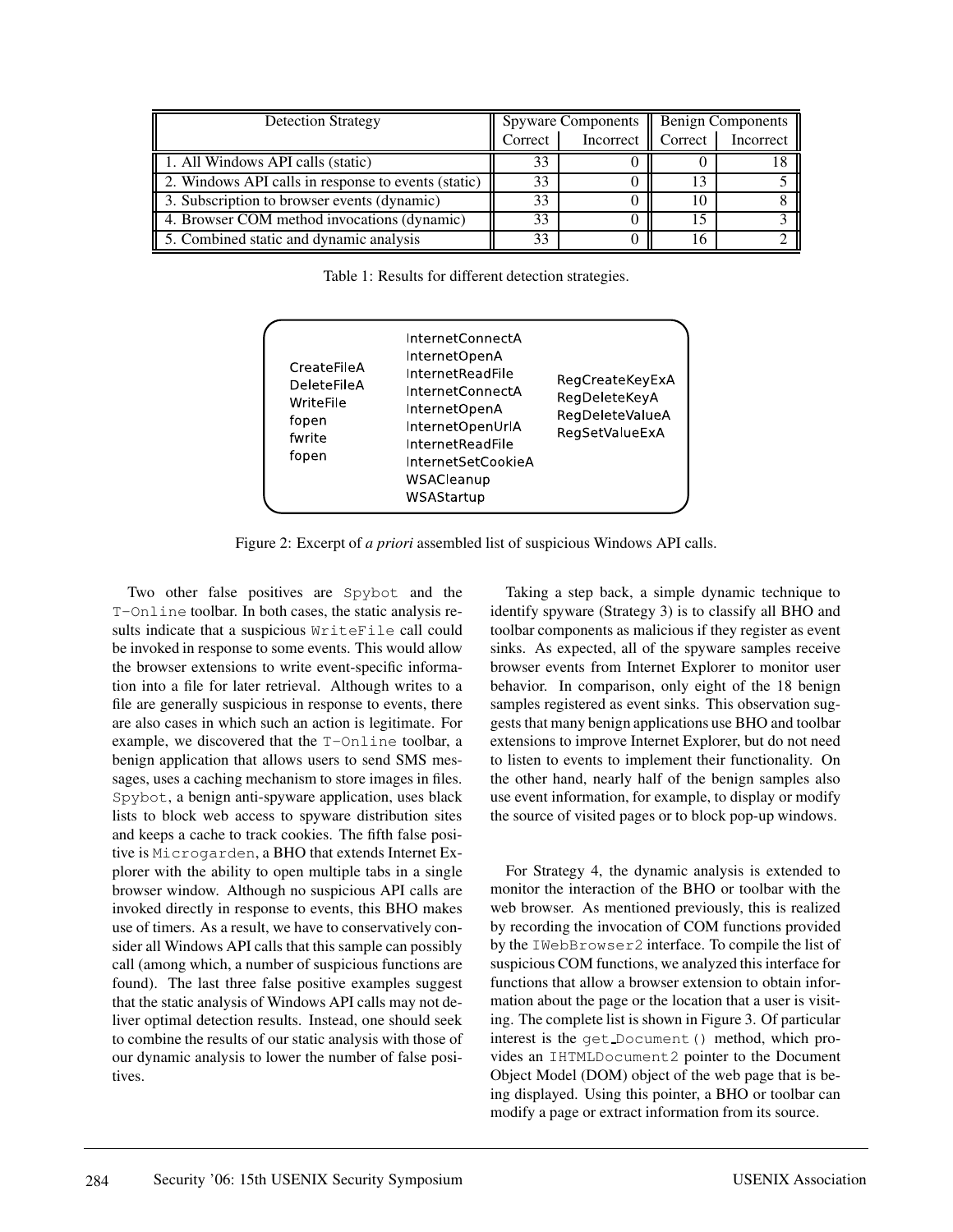| Detection Strategy | Spyware Components | | Benign Components | |
|---|---|---|---|---|
| | Correct | Incorrect | Correct | Incorrect |
| 1. All Windows API calls (static) | 33 | 0 | 0 | 18 |
| 2. Windows API calls in response to events (static) | 33 | 0 | 13 | 5 |
| 3. Subscription to browser events (dynamic) | 33 | 0 | 10 | 8 |
| 4. Browser COM method invocations (dynamic) | 33 | 0 | 15 | 3 |
| 5. Combined static and dynamic analysis | 33 | 0 | 16 | 2 |

Table 1: Results for different detection strategies.

```
CreateFileA      InternetConnectA      RegCreateKeyExA
DeleteFileA      InternetOpenA         RegDeleteKeyA
WriteFile        InternetReadFile      RegDeleteValueA
fopen            InternetConnectA      RegSetValueExA
fwrite           InternetOpenA
fopen            InternetOpenUrlA
                 InternetReadFile
                 InternetSetCookieA
                 WSACleanup
                 WSAStartup
```

Figure 2: Excerpt of *a priori* assembled list of suspicious Windows API calls.

Two other false positives are `Spybot` and the `T-Online` toolbar. In both cases, the static analysis results indicate that a suspicious `WriteFile` call could be invoked in response to some events. This would allow the browser extensions to write event-specific information into a file for later retrieval. Although writes to a file are generally suspicious in response to events, there are also cases in which such an action is legitimate. For example, we discovered that the `T-Online` toolbar, a benign application that allows users to send SMS messages, uses a caching mechanism to store images in files. `Spybot`, a benign anti-spyware application, uses black lists to block web access to spyware distribution sites and keeps a cache to track cookies. The fifth false positive is `Microgarden`, a BHO that extends Internet Explorer with the ability to open multiple tabs in a single browser window. Although no suspicious API calls are invoked directly in response to events, this BHO makes use of timers. As a result, we have to conservatively consider all Windows API calls that this sample can possibly call (among which, a number of suspicious functions are found). The last three false positive examples suggest that the static analysis of Windows API calls may not deliver optimal detection results. Instead, one should seek to combine the results of our static analysis with those of our dynamic analysis to lower the number of false positives.

Taking a step back, a simple dynamic technique to identify spyware (Strategy 3) is to classify all BHO and toolbar components as malicious if they register as event sinks. As expected, all of the spyware samples receive browser events from Internet Explorer to monitor user behavior. In comparison, only eight of the 18 benign samples registered as event sinks. This observation suggests that many benign applications use BHO and toolbar extensions to improve Internet Explorer, but do not need to listen to events to implement their functionality. On the other hand, nearly half of the benign samples also use event information, for example, to display or modify the source of visited pages or to block pop-up windows.

For Strategy 4, the dynamic analysis is extended to monitor the interaction of the BHO or toolbar with the web browser. As mentioned previously, this is realized by recording the invocation of COM functions provided by the `IWebBrowser2` interface. To compile the list of suspicious COM functions, we analyzed this interface for functions that allow a browser extension to obtain information about the page or the location that a user is visiting. The complete list is shown in Figure 3. Of particular interest is the `get_Document()` method, which provides an `IHTMLDocument2` pointer to the Document Object Model (DOM) object of the web page that is being displayed. Using this pointer, a BHO or toolbar can modify a page or extract information from its source.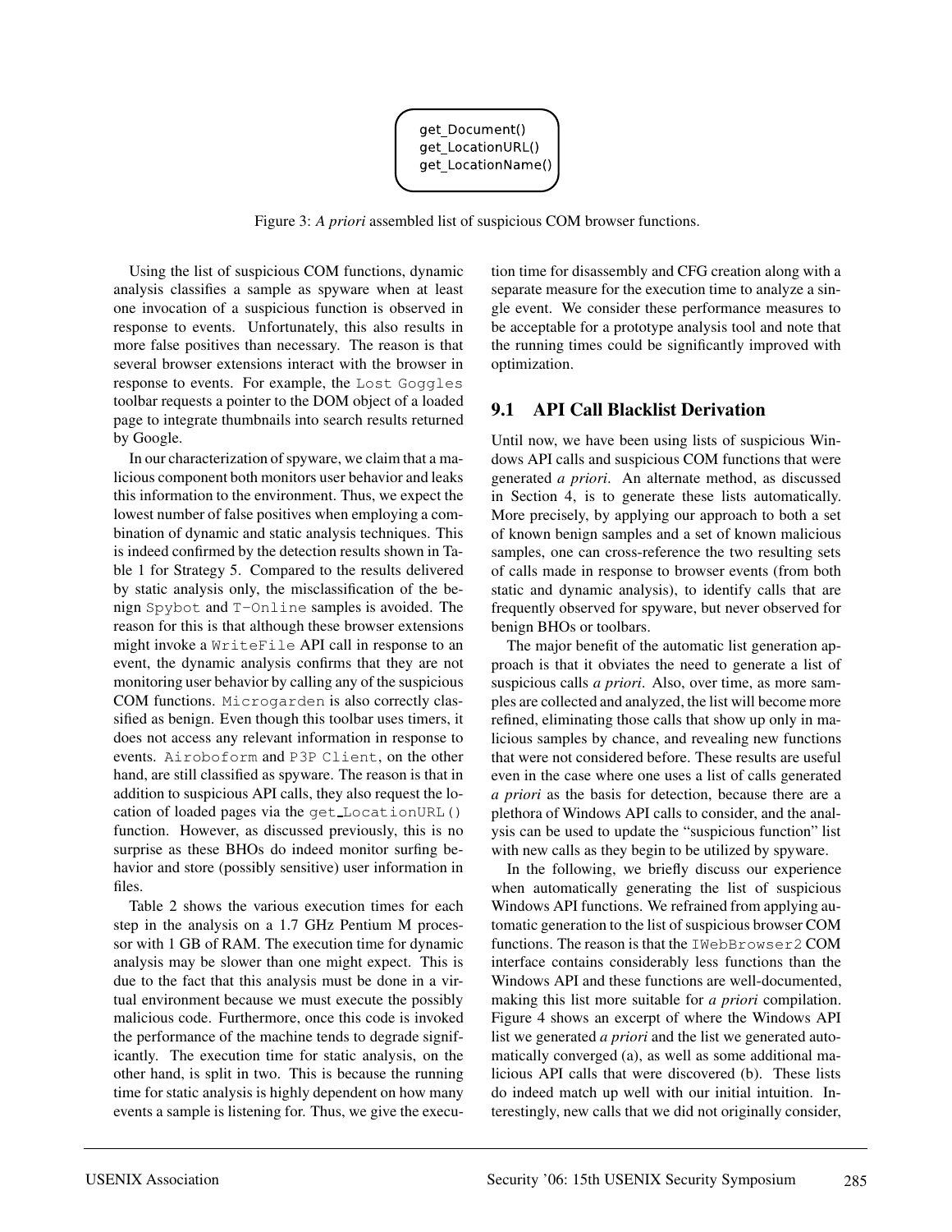```
get_Document()
get_LocationURL()
get_LocationName()
```

Figure 3: *A priori* assembled list of suspicious COM browser functions.

Using the list of suspicious COM functions, dynamic analysis classifies a sample as spyware when at least one invocation of a suspicious function is observed in response to events. Unfortunately, this also results in more false positives than necessary. The reason is that several browser extensions interact with the browser in response to events. For example, the `Lost Goggles` toolbar requests a pointer to the DOM object of a loaded page to integrate thumbnails into search results returned by Google.

In our characterization of spyware, we claim that a malicious component both monitors user behavior and leaks this information to the environment. Thus, we expect the lowest number of false positives when employing a combination of dynamic and static analysis techniques. This is indeed confirmed by the detection results shown in Table 1 for Strategy 5. Compared to the results delivered by static analysis only, the misclassification of the benign `Spybot` and `T-Online` samples is avoided. The reason for this is that although these browser extensions might invoke a `WriteFile` API call in response to an event, the dynamic analysis confirms that they are not monitoring user behavior by calling any of the suspicious COM functions. `Microgarden` is also correctly classified as benign. Even though this toolbar uses timers, it does not access any relevant information in response to events. `Airoboform` and `P3P Client`, on the other hand, are still classified as spyware. The reason is that in addition to suspicious API calls, they also request the location of loaded pages via the `get_LocationURL()` function. However, as discussed previously, this is no surprise as these BHOs do indeed monitor surfing behavior and store (possibly sensitive) user information in files.

Table 2 shows the various execution times for each step in the analysis on a 1.7 GHz Pentium M processor with 1 GB of RAM. The execution time for dynamic analysis may be slower than one might expect. This is due to the fact that this analysis must be done in a virtual environment because we must execute the possibly malicious code. Furthermore, once this code is invoked the performance of the machine tends to degrade significantly. The execution time for static analysis, on the other hand, is split in two. This is because the running time for static analysis is highly dependent on how many events a sample is listening for. Thus, we give the execution time for disassembly and CFG creation along with a separate measure for the execution time to analyze a single event. We consider these performance measures to be acceptable for a prototype analysis tool and note that the running times could be significantly improved with optimization.

## 9.1 API Call Blacklist Derivation

Until now, we have been using lists of suspicious Windows API calls and suspicious COM functions that were generated *a priori*. An alternate method, as discussed in Section 4, is to generate these lists automatically. More precisely, by applying our approach to both a set of known benign samples and a set of known malicious samples, one can cross-reference the two resulting sets of calls made in response to browser events (from both static and dynamic analysis), to identify calls that are frequently observed for spyware, but never observed for benign BHOs or toolbars.

The major benefit of the automatic list generation approach is that it obviates the need to generate a list of suspicious calls *a priori*. Also, over time, as more samples are collected and analyzed, the list will become more refined, eliminating those calls that show up only in malicious samples by chance, and revealing new functions that were not considered before. These results are useful even in the case where one uses a list of calls generated *a priori* as the basis for detection, because there are a plethora of Windows API calls to consider, and the analysis can be used to update the "suspicious function" list with new calls as they begin to be utilized by spyware.

In the following, we briefly discuss our experience when automatically generating the list of suspicious Windows API functions. We refrained from applying automatic generation to the list of suspicious browser COM functions. The reason is that the `IWebBrowser2` COM interface contains considerably less functions than the Windows API and these functions are well-documented, making this list more suitable for *a priori* compilation. Figure 4 shows an excerpt of where the Windows API list we generated *a priori* and the list we generated automatically converged (a), as well as some additional malicious API calls that were discovered (b). These lists do indeed match up well with our initial intuition. Interestingly, new calls that we did not originally consider,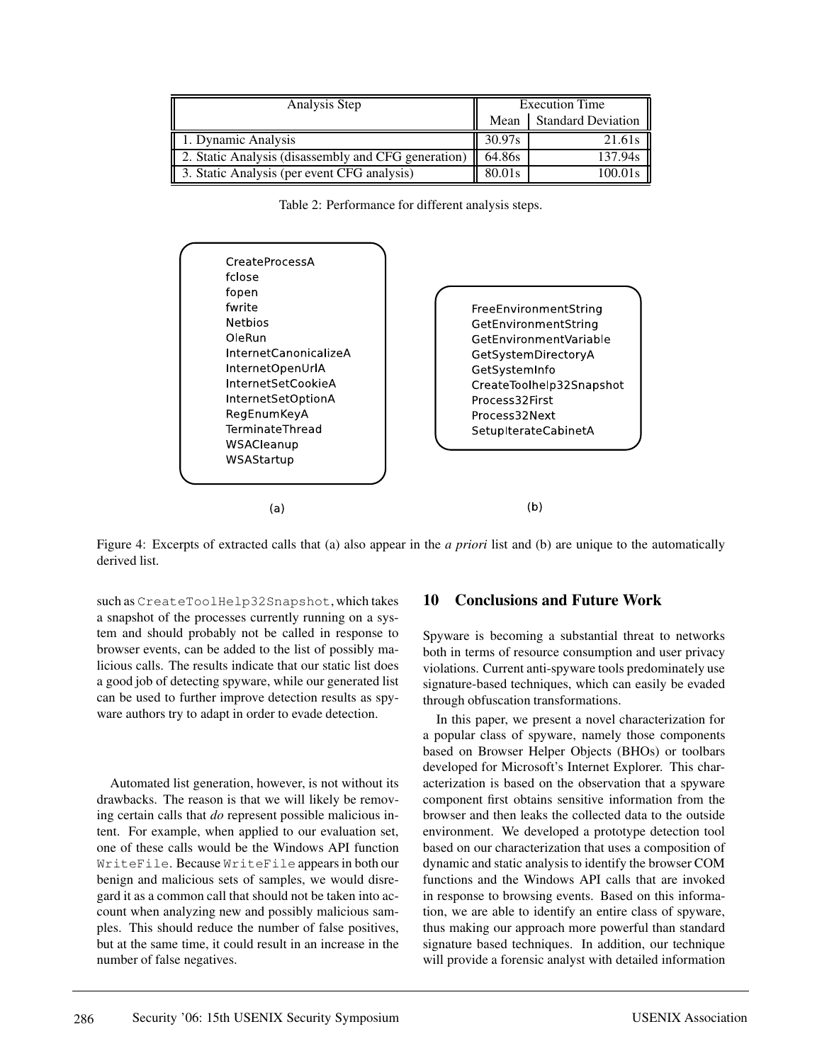| Analysis Step | Execution Time | |
|---|---|---|
| | Mean | Standard Deviation |
| 1. Dynamic Analysis | 30.97s | 21.61s |
| 2. Static Analysis (disassembly and CFG generation) | 64.86s | 137.94s |
| 3. Static Analysis (per event CFG analysis) | 80.01s | 100.01s |

Table 2: Performance for different analysis steps.

(a)

CreateProcessA
fclose
fopen
fwrite
Netbios
OleRun
InternetCanonicalizeA
InternetOpenUrlA
InternetSetCookieA
InternetSetOptionA
RegEnumKeyA
TerminateThread
WSACleanup
WSAStartup

(b)

FreeEnvironmentString
GetEnvironmentString
GetEnvironmentVariable
GetSystemDirectoryA
GetSystemInfo
CreateToolhelp32Snapshot
Process32First
Process32Next
SetupIterateCabinetA

Figure 4: Excerpts of extracted calls that (a) also appear in the *a priori* list and (b) are unique to the automatically derived list.

such as `CreateToolHelp32Snapshot`, which takes a snapshot of the processes currently running on a system and should probably not be called in response to browser events, can be added to the list of possibly malicious calls. The results indicate that our static list does a good job of detecting spyware, while our generated list can be used to further improve detection results as spyware authors try to adapt in order to evade detection.

Automated list generation, however, is not without its drawbacks. The reason is that we will likely be removing certain calls that *do* represent possible malicious intent. For example, when applied to our evaluation set, one of these calls would be the Windows API function `WriteFile`. Because `WriteFile` appears in both our benign and malicious sets of samples, we would disregard it as a common call that should not be taken into account when analyzing new and possibly malicious samples. This should reduce the number of false positives, but at the same time, it could result in an increase in the number of false negatives.

## 10 Conclusions and Future Work

Spyware is becoming a substantial threat to networks both in terms of resource consumption and user privacy violations. Current anti-spyware tools predominately use signature-based techniques, which can easily be evaded through obfuscation transformations.

In this paper, we present a novel characterization for a popular class of spyware, namely those components based on Browser Helper Objects (BHOs) or toolbars developed for Microsoft's Internet Explorer. This characterization is based on the observation that a spyware component first obtains sensitive information from the browser and then leaks the collected data to the outside environment. We developed a prototype detection tool based on our characterization that uses a composition of dynamic and static analysis to identify the browser COM functions and the Windows API calls that are invoked in response to browsing events. Based on this information, we are able to identify an entire class of spyware, thus making our approach more powerful than standard signature based techniques. In addition, our technique will provide a forensic analyst with detailed information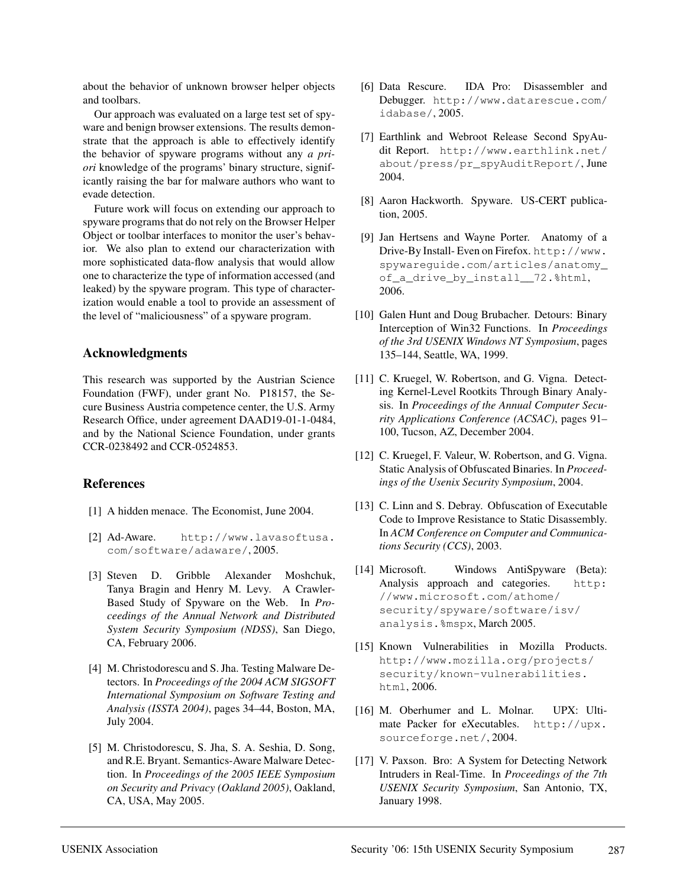about the behavior of unknown browser helper objects and toolbars.

Our approach was evaluated on a large test set of spyware and benign browser extensions. The results demonstrate that the approach is able to effectively identify the behavior of spyware programs without any *a priori* knowledge of the programs' binary structure, significantly raising the bar for malware authors who want to evade detection.

Future work will focus on extending our approach to spyware programs that do not rely on the Browser Helper Object or toolbar interfaces to monitor the user's behavior. We also plan to extend our characterization with more sophisticated data-flow analysis that would allow one to characterize the type of information accessed (and leaked) by the spyware program. This type of characterization would enable a tool to provide an assessment of the level of "maliciousness" of a spyware program.

## Acknowledgments

This research was supported by the Austrian Science Foundation (FWF), under grant No. P18157, the Secure Business Austria competence center, the U.S. Army Research Office, under agreement DAAD19-01-1-0484, and by the National Science Foundation, under grants CCR-0238492 and CCR-0524853.

## References

[1] A hidden menace. The Economist, June 2004.

[2] Ad-Aware. `http://www.lavasoftusa.com/software/adaware/`, 2005.

[3] Steven D. Gribble Alexander Moshchuk, Tanya Bragin and Henry M. Levy. A Crawler-Based Study of Spyware on the Web. In *Proceedings of the Annual Network and Distributed System Security Symposium (NDSS)*, San Diego, CA, February 2006.

[4] M. Christodorescu and S. Jha. Testing Malware Detectors. In *Proceedings of the 2004 ACM SIGSOFT International Symposium on Software Testing and Analysis (ISSTA 2004)*, pages 34–44, Boston, MA, July 2004.

[5] M. Christodorescu, S. Jha, S. A. Seshia, D. Song, and R.E. Bryant. Semantics-Aware Malware Detection. In *Proceedings of the 2005 IEEE Symposium on Security and Privacy (Oakland 2005)*, Oakland, CA, USA, May 2005.

[6] Data Rescure. IDA Pro: Disassembler and Debugger. `http://www.datarescue.com/idabase/`, 2005.

[7] Earthlink and Webroot Release Second SpyAudit Report. `http://www.earthlink.net/about/press/pr_spyAuditReport/`, June 2004.

[8] Aaron Hackworth. Spyware. US-CERT publication, 2005.

[9] Jan Hertsens and Wayne Porter. Anatomy of a Drive-By Install- Even on Firefox. `http://www.spywareguide.com/articles/anatomy_of_a_drive_by_install__72.%html`, 2006.

[10] Galen Hunt and Doug Brubacher. Detours: Binary Interception of Win32 Functions. In *Proceedings of the 3rd USENIX Windows NT Symposium*, pages 135–144, Seattle, WA, 1999.

[11] C. Kruegel, W. Robertson, and G. Vigna. Detecting Kernel-Level Rootkits Through Binary Analysis. In *Proceedings of the Annual Computer Security Applications Conference (ACSAC)*, pages 91–100, Tucson, AZ, December 2004.

[12] C. Kruegel, F. Valeur, W. Robertson, and G. Vigna. Static Analysis of Obfuscated Binaries. In *Proceedings of the Usenix Security Symposium*, 2004.

[13] C. Linn and S. Debray. Obfuscation of Executable Code to Improve Resistance to Static Disassembly. In *ACM Conference on Computer and Communications Security (CCS)*, 2003.

[14] Microsoft. Windows AntiSpyware (Beta): Analysis approach and categories. `http://www.microsoft.com/athome/security/spyware/software/isv/analysis.%mspx`, March 2005.

[15] Known Vulnerabilities in Mozilla Products. `http://www.mozilla.org/projects/security/known-vulnerabilities.html`, 2006.

[16] M. Oberhumer and L. Molnar. UPX: Ultimate Packer for eXecutables. `http://upx.sourceforge.net/`, 2004.

[17] V. Paxson. Bro: A System for Detecting Network Intruders in Real-Time. In *Proceedings of the 7th USENIX Security Symposium*, San Antonio, TX, January 1998.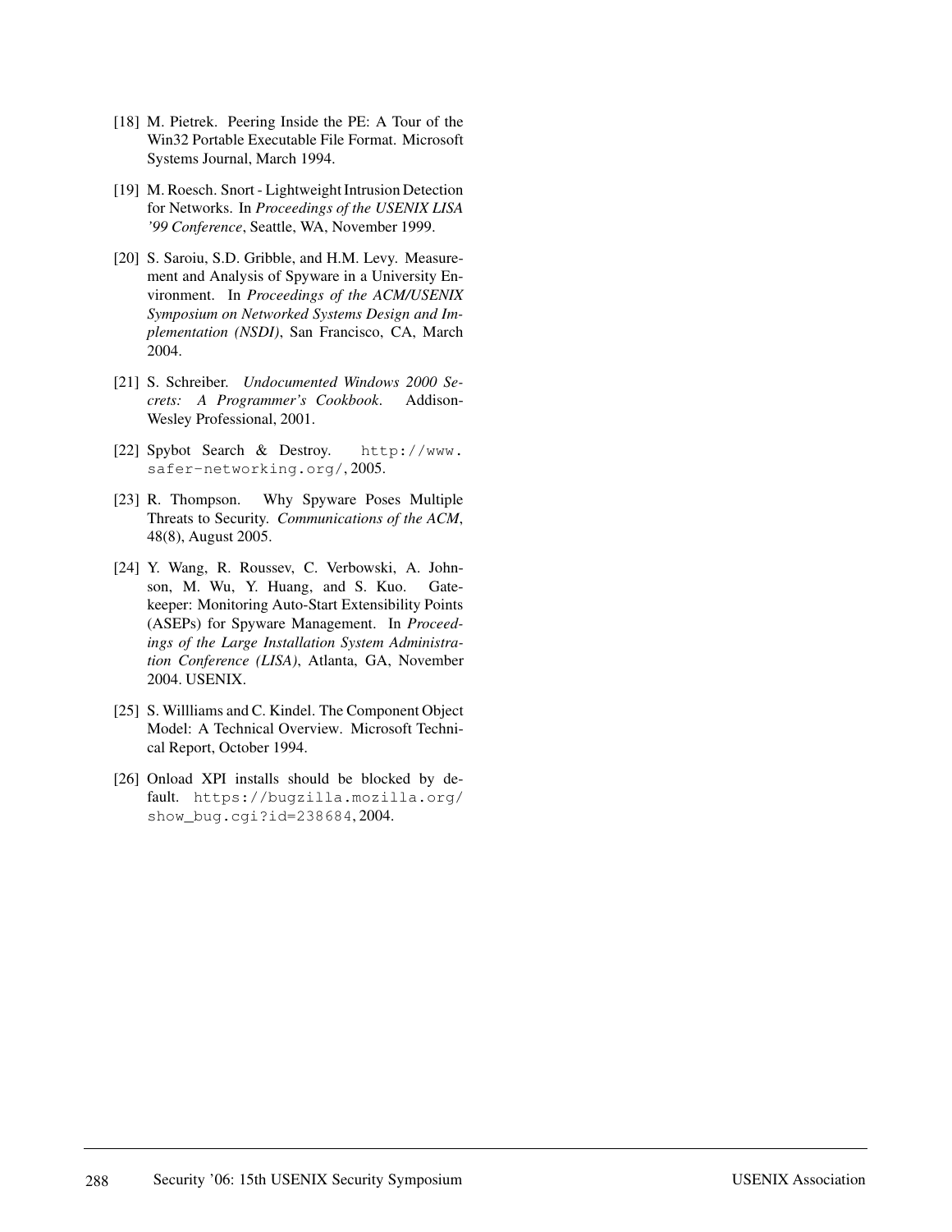[18] M. Pietrek. Peering Inside the PE: A Tour of the Win32 Portable Executable File Format. Microsoft Systems Journal, March 1994.

[19] M. Roesch. Snort - Lightweight Intrusion Detection for Networks. In *Proceedings of the USENIX LISA '99 Conference*, Seattle, WA, November 1999.

[20] S. Saroiu, S.D. Gribble, and H.M. Levy. Measurement and Analysis of Spyware in a University Environment. In *Proceedings of the ACM/USENIX Symposium on Networked Systems Design and Implementation (NSDI)*, San Francisco, CA, March 2004.

[21] S. Schreiber. *Undocumented Windows 2000 Secrets: A Programmer's Cookbook*. Addison-Wesley Professional, 2001.

[22] Spybot Search & Destroy. `http://www.safer-networking.org/`, 2005.

[23] R. Thompson. Why Spyware Poses Multiple Threats to Security. *Communications of the ACM*, 48(8), August 2005.

[24] Y. Wang, R. Roussev, C. Verbowski, A. Johnson, M. Wu, Y. Huang, and S. Kuo. Gatekeeper: Monitoring Auto-Start Extensibility Points (ASEPs) for Spyware Management. In *Proceedings of the Large Installation System Administration Conference (LISA)*, Atlanta, GA, November 2004. USENIX.

[25] S. Willliams and C. Kindel. The Component Object Model: A Technical Overview. Microsoft Technical Report, October 1994.

[26] Onload XPI installs should be blocked by default. `https://bugzilla.mozilla.org/show_bug.cgi?id=238684`, 2004.